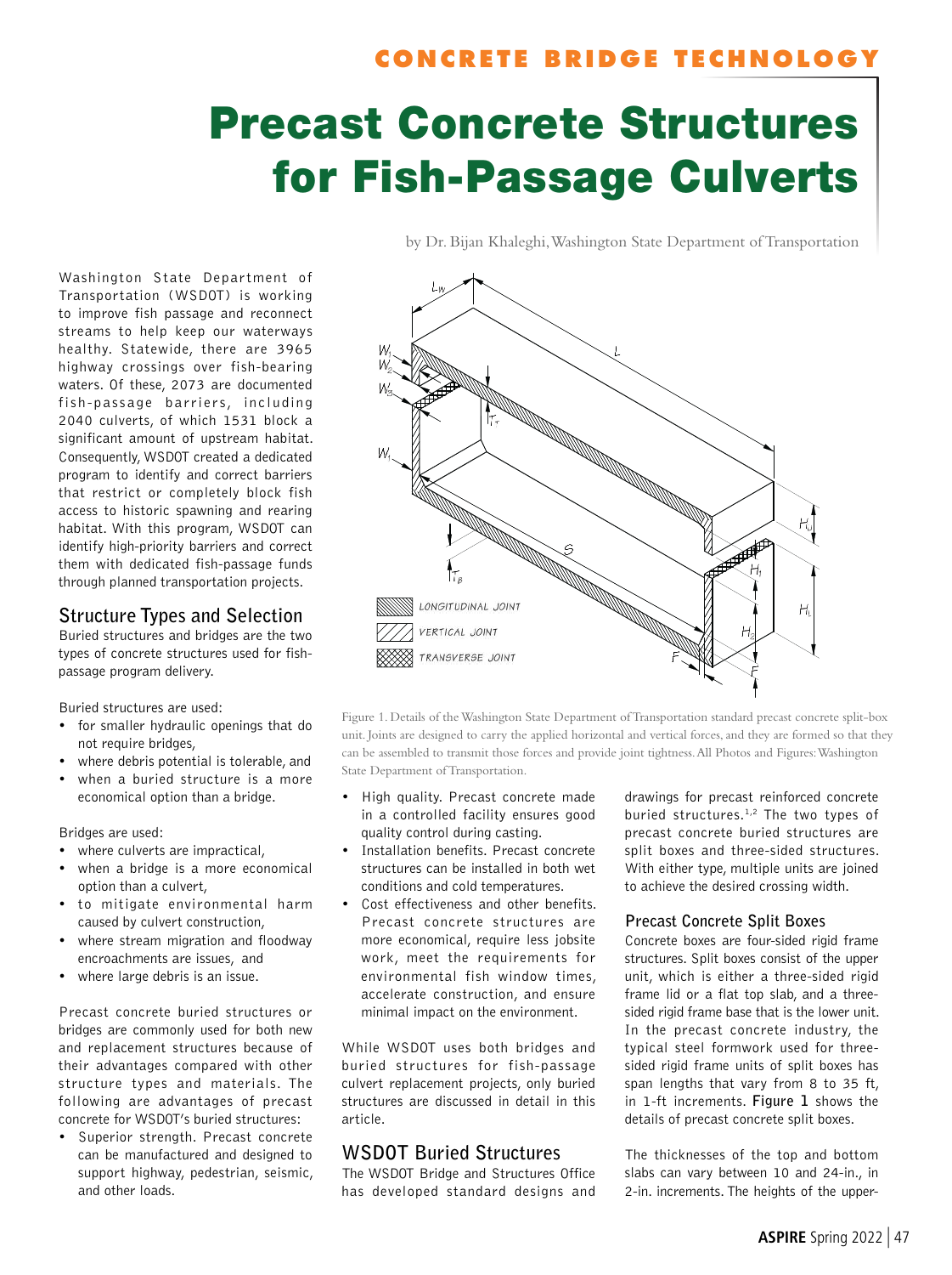CONCRETE BRIDGE TECHNOLOGY

# Precast Concrete Structures for Fish-Passage Culverts

by Dr. Bijan Khaleghi, Washington State Department of Transportation

Washington State Department of Transportation (WSDOT) is working to improve fish passage and reconnect streams to help keep our waterways healthy. Statewide, there are 3965 highway crossings over fish-bearing waters. Of these, 2073 are documented fish-passage barriers, including 2040 culverts, of which 1531 block a significant amount of upstream habitat. Consequently, WSDOT created a dedicated program to identify and correct barriers that restrict or completely block fish access to historic spawning and rearing habitat. With this program, WSDOT can identify high-priority barriers and correct them with dedicated fish-passage funds through planned transportation projects.

## Structure Types and Selection

Buried structures and bridges are the two types of concrete structures used for fish-passage program delivery.

Buried structures are used:

- for smaller hydraulic openings that do not require bridges,
- where debris potential is tolerable, and
- when a buried structure is a more economical option than a bridge.

Bridges are used:

- where culverts are impractical,
- when a bridge is a more economical option than a culvert,
- to mitigate environmental harm caused by culvert construction,
- where stream migration and floodway encroachments are issues, and
- where large debris is an issue.

Precast concrete buried structures or bridges are commonly used for both new and replacement structures because of their advantages compared with other structure types and materials. The following are advantages of precast concrete for WSDOT's buried structures:

- Superior strength. Precast concrete can be manufactured and designed to support highway, pedestrian, seismic, and other loads.
- High quality. Precast concrete made in a controlled facility ensures good quality control during casting.
- Installation benefits. Precast concrete structures can be installed in both wet conditions and cold temperatures.
- Cost effectiveness and other benefits. Precast concrete structures are more economical, require less jobsite work, meet the requirements for environmental fish window times, accelerate construction, and ensure minimal impact on the environment.

Figure 1. Details of the Washington State Department of Transportation standard precast concrete split-box unit. Joints are designed to carry the applied horizontal and vertical forces, and they are formed so that they can be assembled to transmit those forces and provide joint tightness. All Photos and Figures: Washington State Department of Transportation.

While WSDOT uses both bridges and buried structures for fish-passage culvert replacement projects, only buried structures are discussed in detail in this article.

## WSDOT Buried Structures

The WSDOT Bridge and Structures Office has developed standard designs and drawings for precast reinforced concrete buried structures.[1,2] The two types of precast concrete buried structures are split boxes and three-sided structures. With either type, multiple units are joined to achieve the desired crossing width.

### Precast Concrete Split Boxes

Concrete boxes are four-sided rigid frame structures. Split boxes consist of the upper unit, which is either a three-sided rigid frame lid or a flat top slab, and a three-sided rigid frame base that is the lower unit. In the precast concrete industry, the typical steel formwork used for three-sided rigid frame units of split boxes has span lengths that vary from 8 to 35 ft, in 1-ft increments. **Figure 1** shows the details of precast concrete split boxes.

The thicknesses of the top and bottom slabs can vary between 10 and 24-in., in 2-in. increments. The heights of the upper-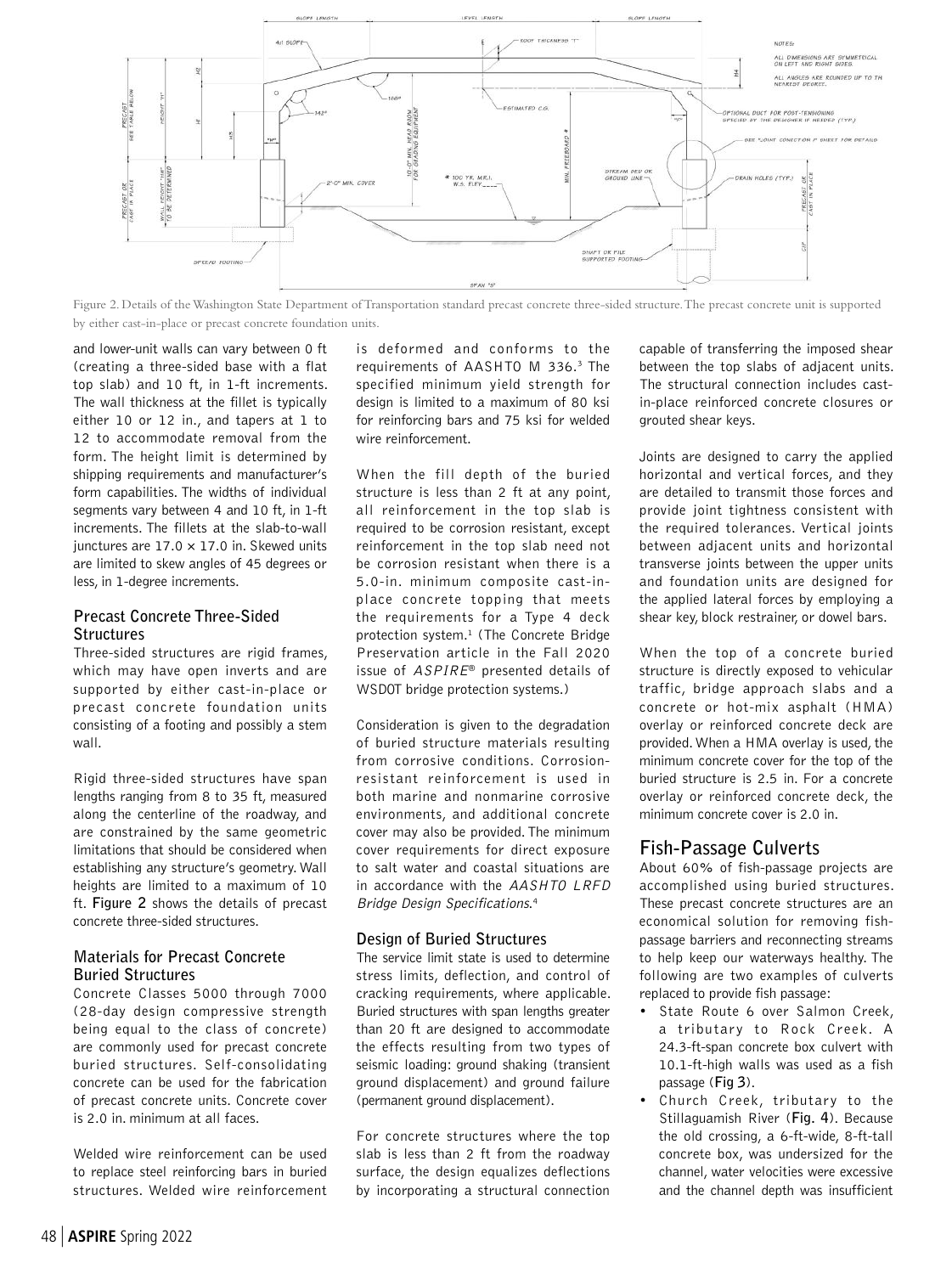Figure 2. Details of the Washington State Department of Transportation standard precast concrete three-sided structure. The precast concrete unit is supported by either cast-in-place or precast concrete foundation units.

and lower-unit walls can vary between 0 ft (creating a three-sided base with a flat top slab) and 10 ft, in 1-ft increments. The wall thickness at the fillet is typically either 10 or 12 in., and tapers at 1 to 12 to accommodate removal from the form. The height limit is determined by shipping requirements and manufacturer's form capabilities. The widths of individual segments vary between 4 and 10 ft, in 1-ft increments. The fillets at the slab-to-wall junctures are 17.0 × 17.0 in. Skewed units are limited to skew angles of 45 degrees or less, in 1-degree increments.

### Precast Concrete Three-Sided Structures

Three-sided structures are rigid frames, which may have open inverts and are supported by either cast-in-place or precast concrete foundation units consisting of a footing and possibly a stem wall.

Rigid three-sided structures have span lengths ranging from 8 to 35 ft, measured along the centerline of the roadway, and are constrained by the same geometric limitations that should be considered when establishing any structure's geometry. Wall heights are limited to a maximum of 10 ft. **Figure 2** shows the details of precast concrete three-sided structures.

### Materials for Precast Concrete Buried Structures

Concrete Classes 5000 through 7000 (28-day design compressive strength being equal to the class of concrete) are commonly used for precast concrete buried structures. Self-consolidating concrete can be used for the fabrication of precast concrete units. Concrete cover is 2.0 in. minimum at all faces.

Welded wire reinforcement can be used to replace steel reinforcing bars in buried structures. Welded wire reinforcement is deformed and conforms to the requirements of AASHTO M 336.[3] The specified minimum yield strength for design is limited to a maximum of 80 ksi for reinforcing bars and 75 ksi for welded wire reinforcement.

When the fill depth of the buried structure is less than 2 ft at any point, all reinforcement in the top slab is required to be corrosion resistant, except reinforcement in the top slab need not be corrosion resistant when there is a 5.0-in. minimum composite cast-in-place concrete topping that meets the requirements for a Type 4 deck protection system.[1] (The Concrete Bridge Preservation article in the Fall 2020 issue of *ASPIRE*® presented details of WSDOT bridge protection systems.)

Consideration is given to the degradation of buried structure materials resulting from corrosive conditions. Corrosion-resistant reinforcement is used in both marine and nonmarine corrosive environments, and additional concrete cover may also be provided. The minimum cover requirements for direct exposure to salt water and coastal situations are in accordance with the *AASHTO LRFD Bridge Design Specifications*.[4]

### Design of Buried Structures

The service limit state is used to determine stress limits, deflection, and control of cracking requirements, where applicable. Buried structures with span lengths greater than 20 ft are designed to accommodate the effects resulting from two types of seismic loading: ground shaking (transient ground displacement) and ground failure (permanent ground displacement).

For concrete structures where the top slab is less than 2 ft from the roadway surface, the design equalizes deflections by incorporating a structural connection capable of transferring the imposed shear between the top slabs of adjacent units. The structural connection includes cast-in-place reinforced concrete closures or grouted shear keys.

Joints are designed to carry the applied horizontal and vertical forces, and they are detailed to transmit those forces and provide joint tightness consistent with the required tolerances. Vertical joints between adjacent units and horizontal transverse joints between the upper units and foundation units are designed for the applied lateral forces by employing a shear key, block restrainer, or dowel bars.

When the top of a concrete buried structure is directly exposed to vehicular traffic, bridge approach slabs and a concrete or hot-mix asphalt (HMA) overlay or reinforced concrete deck are provided. When a HMA overlay is used, the minimum concrete cover for the top of the buried structure is 2.5 in. For a concrete overlay or reinforced concrete deck, the minimum concrete cover is 2.0 in.

## Fish-Passage Culverts

About 60% of fish-passage projects are accomplished using buried structures. These precast concrete structures are an economical solution for removing fish-passage barriers and reconnecting streams to help keep our waterways healthy. The following are two examples of culverts replaced to provide fish passage:

- State Route 6 over Salmon Creek, a tributary to Rock Creek. A 24.3-ft-span concrete box culvert with 10.1-ft-high walls was used as a fish passage (**Fig 3**).
- Church Creek, tributary to the Stillaguamish River (**Fig. 4**). Because the old crossing, a 6-ft-wide, 8-ft-tall concrete box, was undersized for the channel, water velocities were excessive and the channel depth was insufficient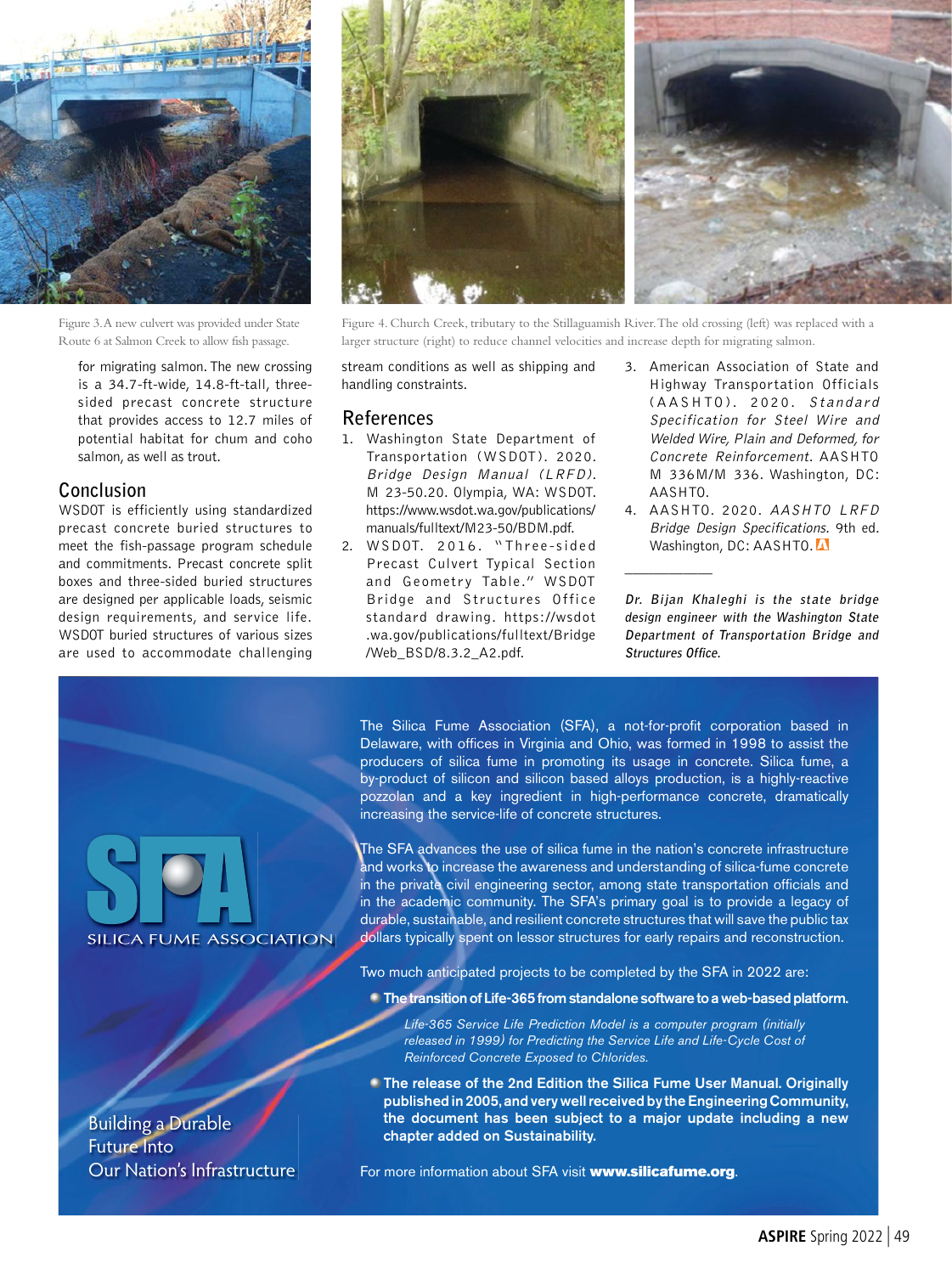Figure 3. A new culvert was provided under State Route 6 at Salmon Creek to allow fish passage.

Figure 4. Church Creek, tributary to the Stillaguamish River. The old crossing (left) was replaced with a larger structure (right) to reduce channel velocities and increase depth for migrating salmon.

for migrating salmon. The new crossing is a 34.7-ft-wide, 14.8-ft-tall, three-sided precast concrete structure that provides access to 12.7 miles of potential habitat for chum and coho salmon, as well as trout.

## Conclusion

WSDOT is efficiently using standardized precast concrete buried structures to meet the fish-passage program schedule and commitments. Precast concrete split boxes and three-sided buried structures are designed per applicable loads, seismic design requirements, and service life. WSDOT buried structures of various sizes are used to accommodate challenging stream conditions as well as shipping and handling constraints.

## References

1. Washington State Department of Transportation (WSDOT). 2020. *Bridge Design Manual (LRFD)*. M 23-50.20. Olympia, WA: WSDOT. https://www.wsdot.wa.gov/publications/manuals/fulltext/M23-50/BDM.pdf.
2. WSDOT. 2016. "Three-sided Precast Culvert Typical Section and Geometry Table." WSDOT Bridge and Structures Office standard drawing. https://wsdot.wa.gov/publications/fulltext/Bridge/Web_BSD/8.3.2_A2.pdf.
3. American Association of State and Highway Transportation Officials (AASHTO). 2020. *Standard Specification for Steel Wire and Welded Wire, Plain and Deformed, for Concrete Reinforcement*. AASHTO M 336M/M 336. Washington, DC: AASHTO.
4. AASHTO. 2020. *AASHTO LRFD Bridge Design Specifications*. 9th ed. Washington, DC: AASHTO.

---

***Dr. Bijan Khaleghi is the state bridge design engineer with the Washington State Department of Transportation Bridge and Structures Office.***

---

SFA
SILICA FUME ASSOCIATION

Building a Durable Future Into Our Nation's Infrastructure

The Silica Fume Association (SFA), a not-for-profit corporation based in Delaware, with offices in Virginia and Ohio, was formed in 1998 to assist the producers of silica fume in promoting its usage in concrete. Silica fume, a by-product of silicon and silicon based alloys production, is a highly-reactive pozzolan and a key ingredient in high-performance concrete, dramatically increasing the service-life of concrete structures.

The SFA advances the use of silica fume in the nation's concrete infrastructure and works to increase the awareness and understanding of silica-fume concrete in the private civil engineering sector, among state transportation officials and in the academic community. The SFA's primary goal is to provide a legacy of durable, sustainable, and resilient concrete structures that will save the public tax dollars typically spent on lessor structures for early repairs and reconstruction.

Two much anticipated projects to be completed by the SFA in 2022 are:

- **The transition of Life-365 from standalone software to a web-based platform.**

  *Life-365 Service Life Prediction Model is a computer program (initially released in 1999) for Predicting the Service Life and Life-Cycle Cost of Reinforced Concrete Exposed to Chlorides.*

- **The release of the 2nd Edition the Silica Fume User Manual. Originally published in 2005, and very well received by the Engineering Community, the document has been subject to a major update including a new chapter added on Sustainability.**

For more information about SFA visit **www.silicafume.org**.